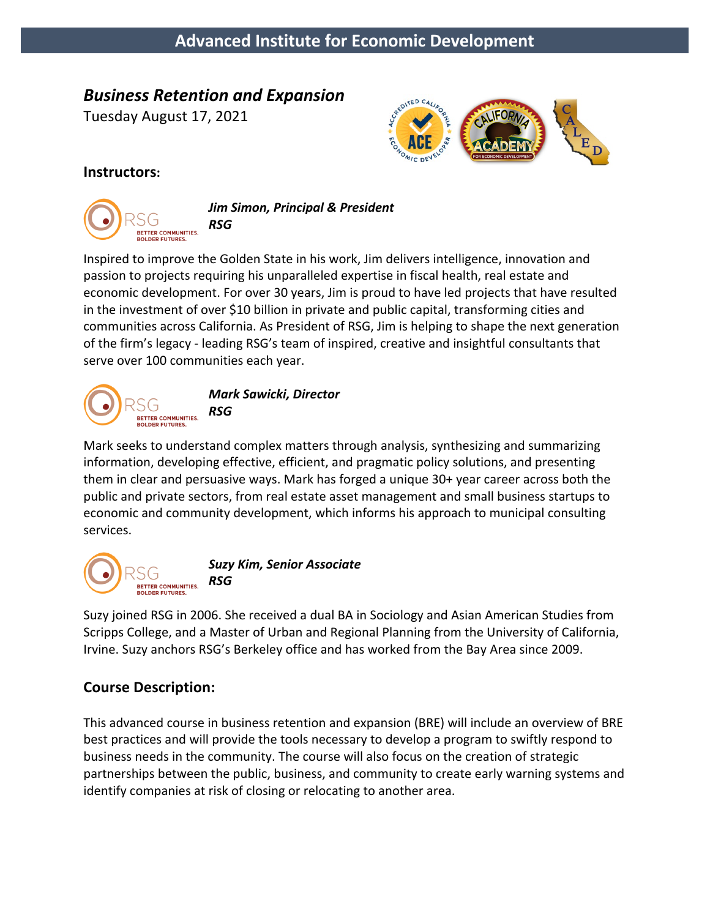# Advanced Institute for Economic Development

## *Business Retention and Expansion*

Tuesday August 17, 2021

### Instructors:

***Jim Simon, Principal & President***
***RSG***

Inspired to improve the Golden State in his work, Jim delivers intelligence, innovation and passion to projects requiring his unparalleled expertise in fiscal health, real estate and economic development. For over 30 years, Jim is proud to have led projects that have resulted in the investment of over $10 billion in private and public capital, transforming cities and communities across California. As President of RSG, Jim is helping to shape the next generation of the firm's legacy - leading RSG's team of inspired, creative and insightful consultants that serve over 100 communities each year.

***Mark Sawicki, Director***
***RSG***

Mark seeks to understand complex matters through analysis, synthesizing and summarizing information, developing effective, efficient, and pragmatic policy solutions, and presenting them in clear and persuasive ways. Mark has forged a unique 30+ year career across both the public and private sectors, from real estate asset management and small business startups to economic and community development, which informs his approach to municipal consulting services.

***Suzy Kim, Senior Associate***
***RSG***

Suzy joined RSG in 2006. She received a dual BA in Sociology and Asian American Studies from Scripps College, and a Master of Urban and Regional Planning from the University of California, Irvine. Suzy anchors RSG's Berkeley office and has worked from the Bay Area since 2009.

### Course Description:

This advanced course in business retention and expansion (BRE) will include an overview of BRE best practices and will provide the tools necessary to develop a program to swiftly respond to business needs in the community. The course will also focus on the creation of strategic partnerships between the public, business, and community to create early warning systems and identify companies at risk of closing or relocating to another area.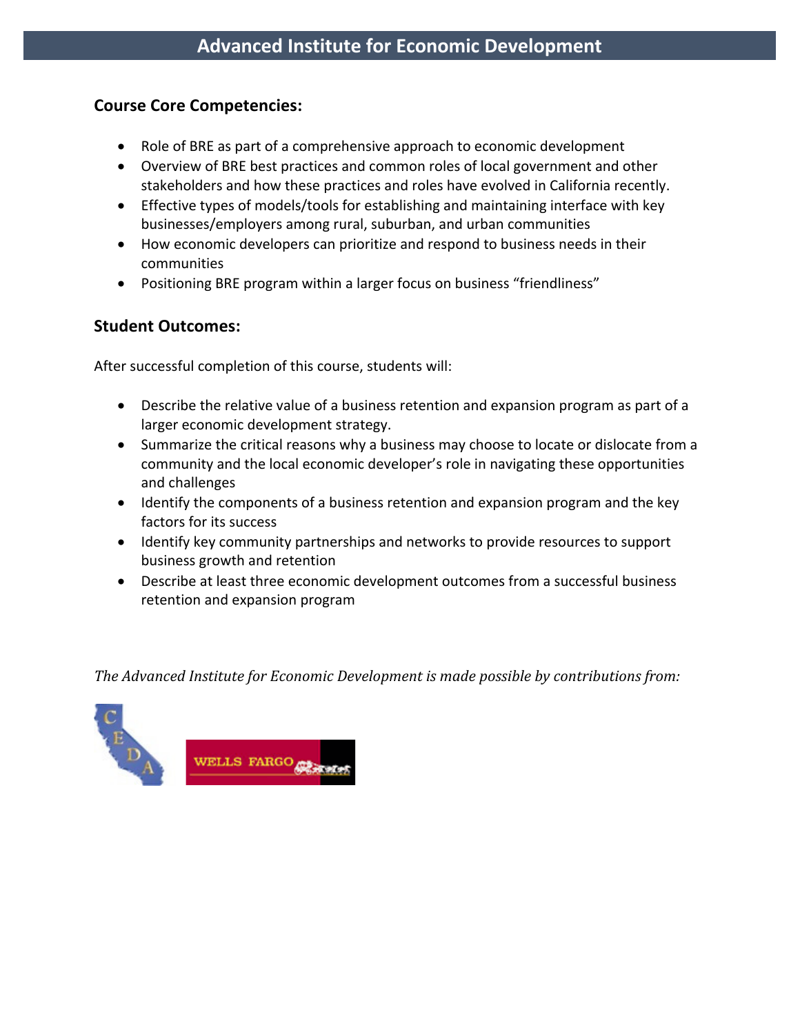# Advanced Institute for Economic Development

## Course Core Competencies:

- Role of BRE as part of a comprehensive approach to economic development
- Overview of BRE best practices and common roles of local government and other stakeholders and how these practices and roles have evolved in California recently.
- Effective types of models/tools for establishing and maintaining interface with key businesses/employers among rural, suburban, and urban communities
- How economic developers can prioritize and respond to business needs in their communities
- Positioning BRE program within a larger focus on business "friendliness"

## Student Outcomes:

After successful completion of this course, students will:

- Describe the relative value of a business retention and expansion program as part of a larger economic development strategy.
- Summarize the critical reasons why a business may choose to locate or dislocate from a community and the local economic developer's role in navigating these opportunities and challenges
- Identify the components of a business retention and expansion program and the key factors for its success
- Identify key community partnerships and networks to provide resources to support business growth and retention
- Describe at least three economic development outcomes from a successful business retention and expansion program

*The Advanced Institute for Economic Development is made possible by contributions from:*

CEDA

WELLS FARGO